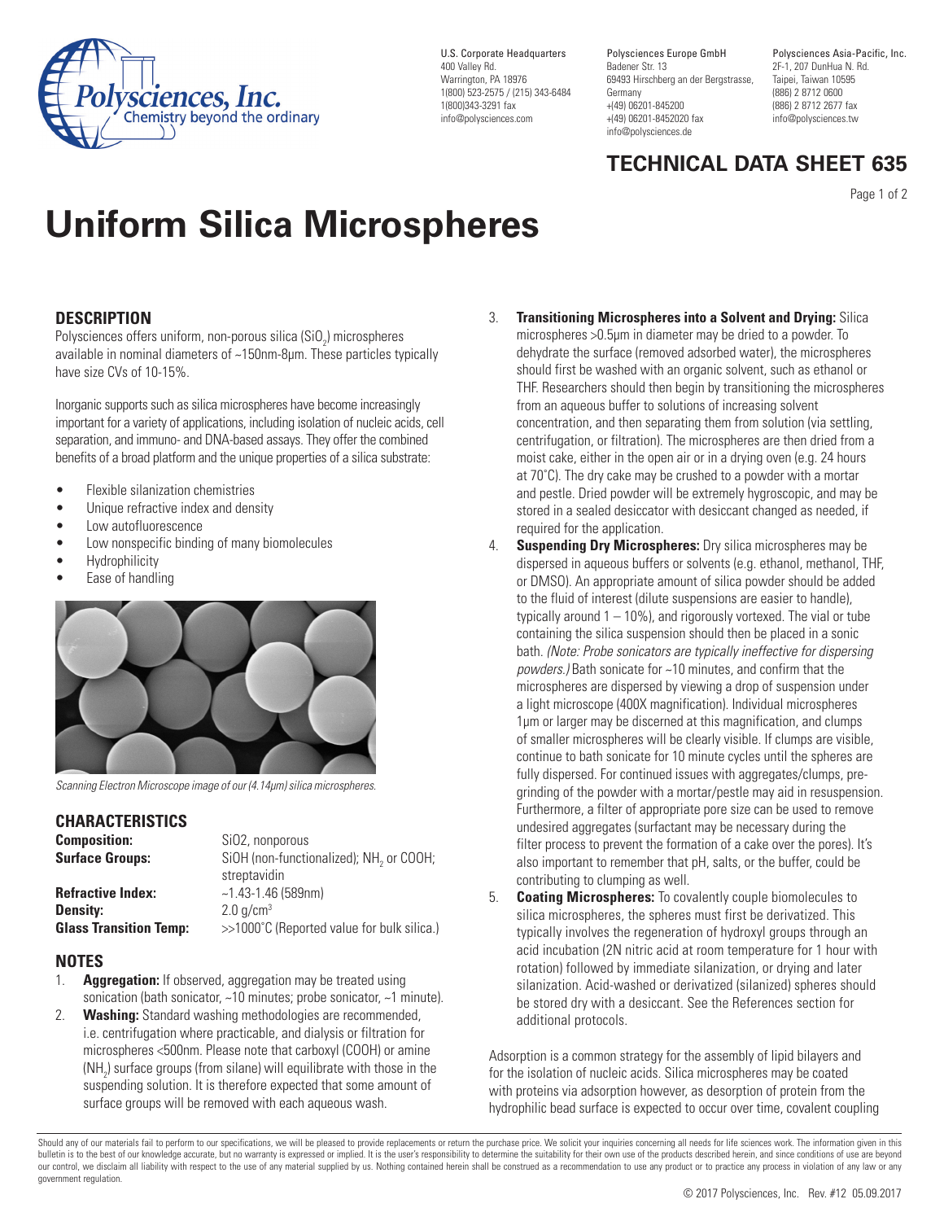Polyscience, Inc.
Chemistry beyond the ordinary

U.S. Corporate Headquarters
400 Valley Rd.
Warrington, PA 18976
1(800) 523-2575 / (215) 343-6484
1(800)343-3291 fax
info@polysciences.com

Polysciences Europe GmbH
Badener Str. 13
69493 Hirschberg an der Bergstrasse, Germany
+(49) 06201-845200
+(49) 06201-8452020 fax
info@polysciences.de

Polysciences Asia-Pacific, Inc.
2F-1, 207 DunHua N. Rd.
Taipei, Taiwan 10595
(886) 2 8712 0600
(886) 2 8712 2677 fax
info@polysciences.tw

## TECHNICAL DATA SHEET 635

# Uniform Silica Microspheres

## DESCRIPTION

Polysciences offers uniform, non-porous silica ($SiO_2$) microspheres available in nominal diameters of ~150nm-8µm. These particles typically have size CVs of 10-15%.

Inorganic supports such as silica microspheres have become increasingly important for a variety of applications, including isolation of nucleic acids, cell separation, and immuno- and DNA-based assays. They offer the combined benefits of a broad platform and the unique properties of a silica substrate:

- Flexible silanization chemistries
- Unique refractive index and density
- Low autofluorescence
- Low nonspecific binding of many biomolecules
- Hydrophilicity
- Ease of handling

*Scanning Electron Microscope image of our (4.14µm) silica microspheres.*

## CHARACTERISTICS

| | |
|---|---|
| **Composition:** | SiO2, nonporous |
| **Surface Groups:** | SiOH (non-functionalized); $NH_2$ or COOH; streptavidin |
| **Refractive Index:** | ~1.43-1.46 (589nm) |
| **Density:** | 2.0 g/cm$^3$ |
| **Glass Transition Temp:** | >>1000˚C (Reported value for bulk silica.) |

## NOTES

1. **Aggregation:** If observed, aggregation may be treated using sonication (bath sonicator, ~10 minutes; probe sonicator, ~1 minute).
2. **Washing:** Standard washing methodologies are recommended, i.e. centrifugation where practicable, and dialysis or filtration for microspheres <500nm. Please note that carboxyl (COOH) or amine ($NH_2$) surface groups (from silane) will equilibrate with those in the suspending solution. It is therefore expected that some amount of surface groups will be removed with each aqueous wash.
3. **Transitioning Microspheres into a Solvent and Drying:** Silica microspheres >0.5µm in diameter may be dried to a powder. To dehydrate the surface (removed adsorbed water), the microspheres should first be washed with an organic solvent, such as ethanol or THF. Researchers should then begin by transitioning the microspheres from an aqueous buffer to solutions of increasing solvent concentration, and then separating them from solution (via settling, centrifugation, or filtration). The microspheres are then dried from a moist cake, either in the open air or in a drying oven (e.g. 24 hours at 70˚C). The dry cake may be crushed to a powder with a mortar and pestle. Dried powder will be extremely hygroscopic, and may be stored in a sealed desiccator with desiccant changed as needed, if required for the application.
4. **Suspending Dry Microspheres:** Dry silica microspheres may be dispersed in aqueous buffers or solvents (e.g. ethanol, methanol, THF, or DMSO). An appropriate amount of silica powder should be added to the fluid of interest (dilute suspensions are easier to handle), typically around 1 – 10%), and rigorously vortexed. The vial or tube containing the silica suspension should then be placed in a sonic bath. *(Note: Probe sonicators are typically ineffective for dispersing powders.)* Bath sonicate for ~10 minutes, and confirm that the microspheres are dispersed by viewing a drop of suspension under a light microscope (400X magnification). Individual microspheres 1µm or larger may be discerned at this magnification, and clumps of smaller microspheres will be clearly visible. If clumps are visible, continue to bath sonicate for 10 minute cycles until the spheres are fully dispersed. For continued issues with aggregates/clumps, pre-grinding of the powder with a mortar/pestle may aid in resuspension. Furthermore, a filter of appropriate pore size can be used to remove undesired aggregates (surfactant may be necessary during the filter process to prevent the formation of a cake over the pores). It's also important to remember that pH, salts, or the buffer, could be contributing to clumping as well.
5. **Coating Microspheres:** To covalently couple biomolecules to silica microspheres, the spheres must first be derivatized. This typically involves the regeneration of hydroxyl groups through an acid incubation (2N nitric acid at room temperature for 1 hour with rotation) followed by immediate silanization, or drying and later silanization. Acid-washed or derivatized (silanized) spheres should be stored dry with a desiccant. See the References section for additional protocols.

Adsorption is a common strategy for the assembly of lipid bilayers and for the isolation of nucleic acids. Silica microspheres may be coated with proteins via adsorption however, as desorption of protein from the hydrophilic bead surface is expected to occur over time, covalent coupling

Should any of our materials fail to perform to our specifications, we will be pleased to provide replacements or return the purchase price. We solicit your inquiries concerning all needs for life sciences work. The information given in this bulletin is to the best of our knowledge accurate, but no warranty is expressed or implied. It is the user's responsibility to determine the suitability for their own use of the products described herein, and since conditions of use are beyond our control, we disclaim all liability with respect to the use of any material supplied by us. Nothing contained herein shall be construed as a recommendation to use any product or to practice any process in violation of any law or any government regulation.

© 2017 Polysciences, Inc. Rev. #12 05.09.2017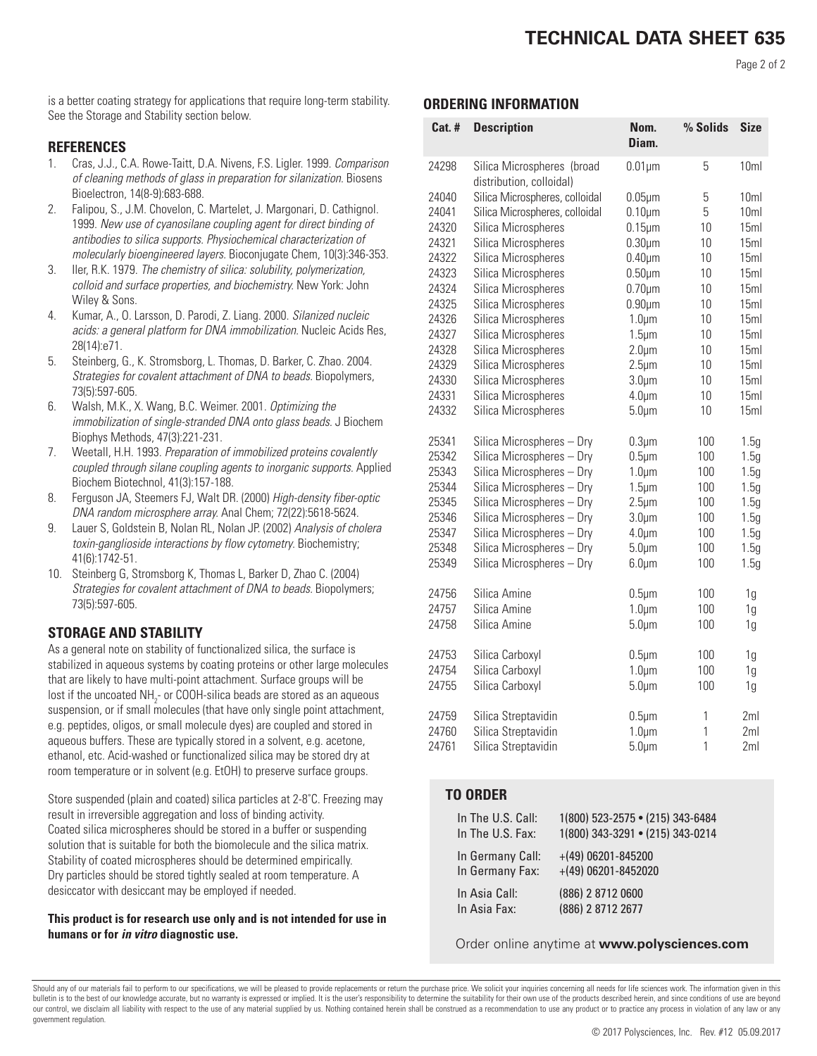is a better coating strategy for applications that require long-term stability. See the Storage and Stability section below.

## REFERENCES

1. Cras, J.J., C.A. Rowe-Taitt, D.A. Nivens, F.S. Ligler. 1999. *Comparison of cleaning methods of glass in preparation for silanization.* Biosens Bioelectron, 14(8-9):683-688.
2. Falipou, S., J.M. Chovelon, C. Martelet, J. Margonari, D. Cathignol. 1999. *New use of cyanosilane coupling agent for direct binding of antibodies to silica supports. Physiochemical characterization of molecularly bioengineered layers.* Bioconjugate Chem, 10(3):346-353.
3. Iler, R.K. 1979. *The chemistry of silica: solubility, polymerization, colloid and surface properties, and biochemistry.* New York: John Wiley & Sons.
4. Kumar, A., O. Larsson, D. Parodi, Z. Liang. 2000. *Silanized nucleic acids: a general platform for DNA immobilization.* Nucleic Acids Res, 28(14):e71.
5. Steinberg, G., K. Stromsborg, L. Thomas, D. Barker, C. Zhao. 2004. *Strategies for covalent attachment of DNA to beads.* Biopolymers, 73(5):597-605.
6. Walsh, M.K., X. Wang, B.C. Weimer. 2001. *Optimizing the immobilization of single-stranded DNA onto glass beads.* J Biochem Biophys Methods, 47(3):221-231.
7. Weetall, H.H. 1993. *Preparation of immobilized proteins covalently coupled through silane coupling agents to inorganic supports.* Applied Biochem Biotechnol, 41(3):157-188.
8. Ferguson JA, Steemers FJ, Walt DR. (2000) *High-density fiber-optic DNA random microsphere array.* Anal Chem; 72(22):5618-5624.
9. Lauer S, Goldstein B, Nolan RL, Nolan JP. (2002) *Analysis of cholera toxin-ganglioside interactions by flow cytometry.* Biochemistry; 41(6):1742-51.
10. Steinberg G, Stromsborg K, Thomas L, Barker D, Zhao C. (2004) *Strategies for covalent attachment of DNA to beads.* Biopolymers; 73(5):597-605.

## STORAGE AND STABILITY

As a general note on stability of functionalized silica, the surface is stabilized in aqueous systems by coating proteins or other large molecules that are likely to have multi-point attachment. Surface groups will be lost if the uncoated $NH_2$- or COOH-silica beads are stored as an aqueous suspension, or if small molecules (that have only single point attachment, e.g. peptides, oligos, or small molecule dyes) are coupled and stored in aqueous buffers. These are typically stored in a solvent, e.g. acetone, ethanol, etc. Acid-washed or functionalized silica may be stored dry at room temperature or in solvent (e.g. EtOH) to preserve surface groups.

Store suspended (plain and coated) silica particles at 2-8˚C. Freezing may result in irreversible aggregation and loss of binding activity. Coated silica microspheres should be stored in a buffer or suspending solution that is suitable for both the biomolecule and the silica matrix. Stability of coated microspheres should be determined empirically. Dry particles should be stored tightly sealed at room temperature. A desiccator with desiccant may be employed if needed.

**This product is for research use only and is not intended for use in humans or for *in vitro* diagnostic use.**

## ORDERING INFORMATION

| Cat. # | Description | Nom. Diam. | % Solids | Size |
|---|---|---|---|---|
| 24298 | Silica Microspheres (broad distribution, colloidal) | 0.01µm | 5 | 10ml |
| 24040 | Silica Microspheres, colloidal | 0.05µm | 5 | 10ml |
| 24041 | Silica Microspheres, colloidal | 0.10µm | 5 | 10ml |
| 24320 | Silica Microspheres | 0.15µm | 10 | 15ml |
| 24321 | Silica Microspheres | 0.30µm | 10 | 15ml |
| 24322 | Silica Microspheres | 0.40µm | 10 | 15ml |
| 24323 | Silica Microspheres | 0.50µm | 10 | 15ml |
| 24324 | Silica Microspheres | 0.70µm | 10 | 15ml |
| 24325 | Silica Microspheres | 0.90µm | 10 | 15ml |
| 24326 | Silica Microspheres | 1.0µm | 10 | 15ml |
| 24327 | Silica Microspheres | 1.5µm | 10 | 15ml |
| 24328 | Silica Microspheres | 2.0µm | 10 | 15ml |
| 24329 | Silica Microspheres | 2.5µm | 10 | 15ml |
| 24330 | Silica Microspheres | 3.0µm | 10 | 15ml |
| 24331 | Silica Microspheres | 4.0µm | 10 | 15ml |
| 24332 | Silica Microspheres | 5.0µm | 10 | 15ml |
| 25341 | Silica Microspheres – Dry | 0.3µm | 100 | 1.5g |
| 25342 | Silica Microspheres – Dry | 0.5µm | 100 | 1.5g |
| 25343 | Silica Microspheres – Dry | 1.0µm | 100 | 1.5g |
| 25344 | Silica Microspheres – Dry | 1.5µm | 100 | 1.5g |
| 25345 | Silica Microspheres – Dry | 2.5µm | 100 | 1.5g |
| 25346 | Silica Microspheres – Dry | 3.0µm | 100 | 1.5g |
| 25347 | Silica Microspheres – Dry | 4.0µm | 100 | 1.5g |
| 25348 | Silica Microspheres – Dry | 5.0µm | 100 | 1.5g |
| 25349 | Silica Microspheres – Dry | 6.0µm | 100 | 1.5g |
| 24756 | Silica Amine | 0.5µm | 100 | 1g |
| 24757 | Silica Amine | 1.0µm | 100 | 1g |
| 24758 | Silica Amine | 5.0µm | 100 | 1g |
| 24753 | Silica Carboxyl | 0.5µm | 100 | 1g |
| 24754 | Silica Carboxyl | 1.0µm | 100 | 1g |
| 24755 | Silica Carboxyl | 5.0µm | 100 | 1g |
| 24759 | Silica Streptavidin | 0.5µm | 1 | 2ml |
| 24760 | Silica Streptavidin | 1.0µm | 1 | 2ml |
| 24761 | Silica Streptavidin | 5.0µm | 1 | 2ml |

### TO ORDER

In The U.S. Call: 1(800) 523-2575 • (215) 343-6484
In The U.S. Fax: 1(800) 343-3291 • (215) 343-0214

In Germany Call: +(49) 06201-845200
In Germany Fax: +(49) 06201-8452020

In Asia Call: (886) 2 8712 0600
In Asia Fax: (886) 2 8712 2677

Order online anytime at **www.polysciences.com**

Should any of our materials fail to perform to our specifications, we will be pleased to provide replacements or return the purchase price. We solicit your inquiries concerning all needs for life sciences work. The information given in this bulletin is to the best of our knowledge accurate, but no warranty is expressed or implied. It is the user's responsibility to determine the suitability for their own use of the products described herein, and since conditions of use are beyond our control, we disclaim all liability with respect to the use of any material supplied by us. Nothing contained herein shall be construed as a recommendation to use any product or to practice any process in violation of any law or any government regulation.

© 2017 Polysciences, Inc. Rev. #12 05.09.2017